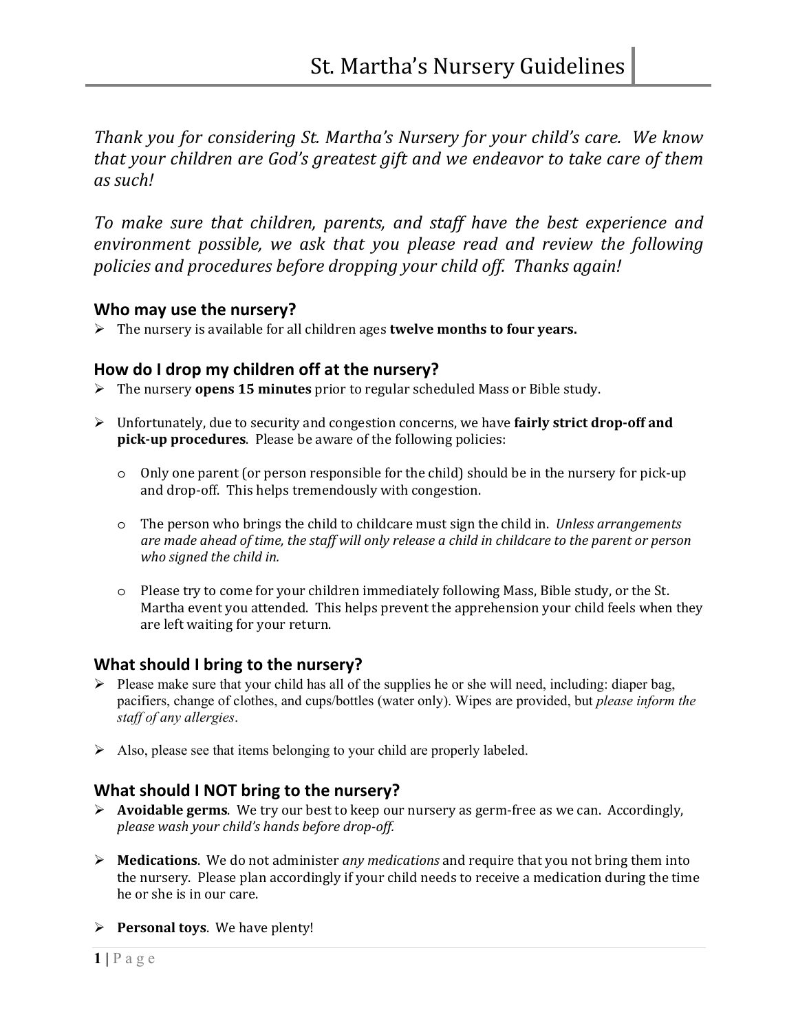# St. Martha's Nursery Guidelines

*Thank you for considering St. Martha's Nursery for your child's care. We know that your children are God's greatest gift and we endeavor to take care of them as such!*

*To make sure that children, parents, and staff have the best experience and environment possible, we ask that you please read and review the following policies and procedures before dropping your child off. Thanks again!*

## Who may use the nursery?

- The nursery is available for all children ages **twelve months to four years.**

## How do I drop my children off at the nursery?

- The nursery **opens 15 minutes** prior to regular scheduled Mass or Bible study.
- Unfortunately, due to security and congestion concerns, we have **fairly strict drop-off and pick-up procedures**. Please be aware of the following policies:
  - Only one parent (or person responsible for the child) should be in the nursery for pick-up and drop-off. This helps tremendously with congestion.
  - The person who brings the child to childcare must sign the child in. *Unless arrangements are made ahead of time, the staff will only release a child in childcare to the parent or person who signed the child in.*
  - Please try to come for your children immediately following Mass, Bible study, or the St. Martha event you attended. This helps prevent the apprehension your child feels when they are left waiting for your return.

## What should I bring to the nursery?

- Please make sure that your child has all of the supplies he or she will need, including: diaper bag, pacifiers, change of clothes, and cups/bottles (water only). Wipes are provided, but *please inform the staff of any allergies*.
- Also, please see that items belonging to your child are properly labeled.

## What should I NOT bring to the nursery?

- **Avoidable germs**. We try our best to keep our nursery as germ-free as we can. Accordingly, *please wash your child's hands before drop-off.*
- **Medications**. We do not administer *any medications* and require that you not bring them into the nursery. Please plan accordingly if your child needs to receive a medication during the time he or she is in our care.
- **Personal toys**. We have plenty!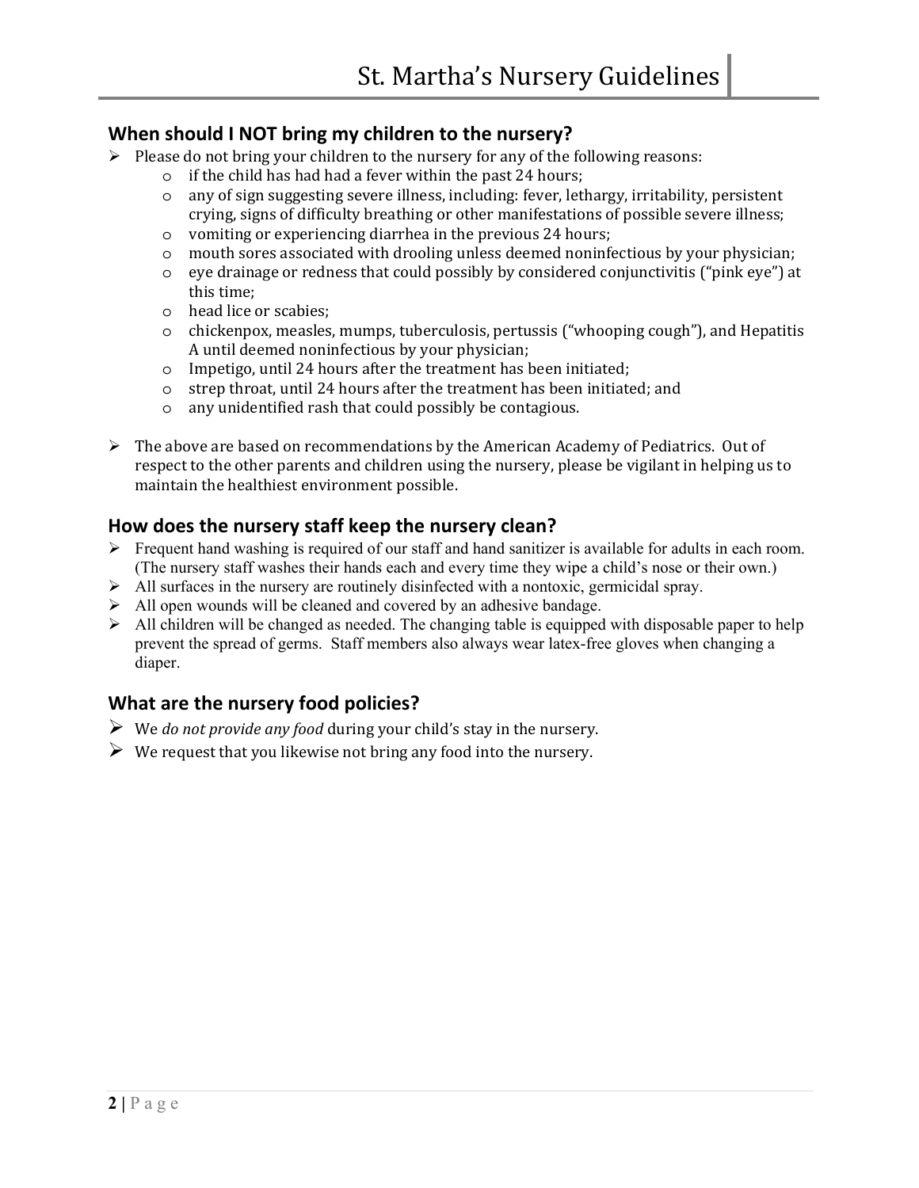## When should I NOT bring my children to the nursery?

- Please do not bring your children to the nursery for any of the following reasons:
  - if the child has had had a fever within the past 24 hours;
  - any of sign suggesting severe illness, including: fever, lethargy, irritability, persistent crying, signs of difficulty breathing or other manifestations of possible severe illness;
  - vomiting or experiencing diarrhea in the previous 24 hours;
  - mouth sores associated with drooling unless deemed noninfectious by your physician;
  - eye drainage or redness that could possibly by considered conjunctivitis ("pink eye") at this time;
  - head lice or scabies;
  - chickenpox, measles, mumps, tuberculosis, pertussis ("whooping cough"), and Hepatitis A until deemed noninfectious by your physician;
  - Impetigo, until 24 hours after the treatment has been initiated;
  - strep throat, until 24 hours after the treatment has been initiated; and
  - any unidentified rash that could possibly be contagious.

- The above are based on recommendations by the American Academy of Pediatrics. Out of respect to the other parents and children using the nursery, please be vigilant in helping us to maintain the healthiest environment possible.

## How does the nursery staff keep the nursery clean?

- Frequent hand washing is required of our staff and hand sanitizer is available for adults in each room. (The nursery staff washes their hands each and every time they wipe a child's nose or their own.)
- All surfaces in the nursery are routinely disinfected with a nontoxic, germicidal spray.
- All open wounds will be cleaned and covered by an adhesive bandage.
- All children will be changed as needed. The changing table is equipped with disposable paper to help prevent the spread of germs. Staff members also always wear latex-free gloves when changing a diaper.

## What are the nursery food policies?

- We *do not provide any food* during your child's stay in the nursery.
- We request that you likewise not bring any food into the nursery.